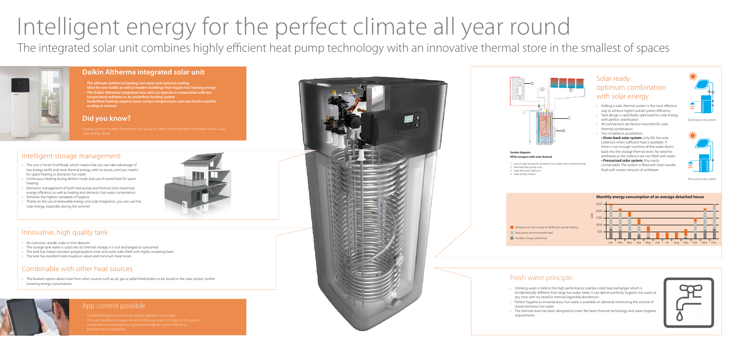# Intelligent energy for the perfect climate all year round

The integrated solar unit combines highly efficient heat pump technology with an innovative thermal store in the smallest of spaces

## Daikin Altherma integrated solar unit

- The ultimate comfort in heating, hot water and optional cooling
- Ideal for new builds as well as modern buildings that require less heating energy
- The Daikin Altherma integrated solar unit can operate in conjunction with low temperature radiators or an underfloor heating system
- Underfloor heating requires lower surface temperatures and can also be used for cooling in summer

## Did you know?

During summer months, the system can produce 100% of the domestic hot water needs using solar energy alone.

## Intelligent storage management:

- The unit is 'Smart Grid Ready' which means that you can take advantage of low energy tariffs and store thermal energy, with no losses, until you need it for space heating or domestic hot water.
- Continuous heating during defrost mode and use of stored heat for space heating
- Electronic management of both heat pump and thermal store maximises energy efficiency as well as heating and domestic hot water convenience
- Achieves the highest standards of hygiene
- Thanks to the use of renewable energy and solar integration, you can use free solar energy, especially during the summer

## Innovative, high quality tank

- No corrosion, anode, scale or lime deposits
- The storage tank water is used only for thermal storage, it is not exchanged or consumed
- The tank has impact-resistant polypropylene inner and outer walls filled with highly insulating foam
- The tank has excellent heat insulation values and minimum heat losses

## Combinable with other heat sources

- The bivalent option allows heat from other sources such as oil, gas or pellet-fired boilers to be stored in the solar system, further lowering energy consumption

## App control possible

- Central heating, hot water and cooling operation via an app
- The user interface manages the entire thermal store, the heart of the system
- Comprehensive management guarantees highest system efficiency
- Intuitive menu navigation

**System diagram: HPSU compact with solar thermal**

1. Use of solar energy for domestic hot water and central heating
2. External heat pump unit
3. Solar thermal collectors
4. Solar pump station

## Solar ready: optimum combination with solar energy

- Adding a solar thermal system is the most effective way to achieve higher overall system efficiency
- Tank design is specifically optimised for solar energy with perfect stratification
- All connections are factory mounted for solar thermal combination
- Two installation possibilities:
  - **Drain-back solar system:** only fills the solar collectors when sufficient heat is available. If there is not enough sunshine all the water drains back into the storage thermal store. No need for antifreeze as the collector are not filled with water
  - **Pressurised solar system:** Also easily connectable. The system is filled with heat transfer fluid with correct amount of antifreeze

Drain-back solar system

Pressurised solar system

**Monthly energy consumption of an average detached house**

- Utilisation of solar energy for DHW and central heating
- Heat pump (environmental heat)
- Auxiliary energy (electricity)

## Fresh water principle:

- Drinking water is held in the high performance stainless steel heat exchanger which is fundamentally different from large hot water tanks. It can deliver perfectly hygienic hot water at any time with no need for thermal legionella disinfection
- Perfect hygiene as instantaneous hot water is available on demand, minimising the volume of stored domestic hot water
- The thermal store has been designed to meet the latest thermal technology and water hygiene requirements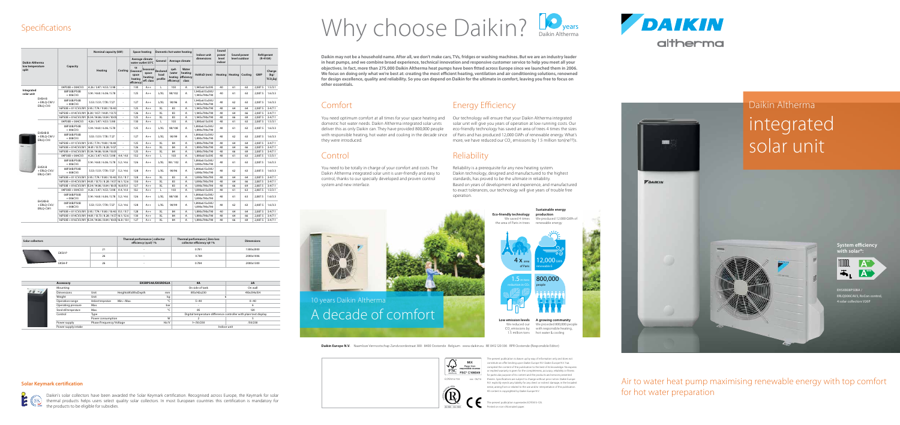# Specifications

| Daikin Altherma low temperature split | | Capacity | Nominal capacity (kW) | | Space heating | | Domestic hot water heating | | | | Indoor unit dimensions | Sound power level indoor | Sound power level outdoor | | Refrigerant (R-410A) | |
|---|---|---|---|---|---|---|---|---|---|---|---|---|---|---|---|---|
| | | | Heating | Cooling | Average climate water outlet 35°C | | General | Average climate | | | | | | | | |
| | | | | | ηs (Seasonal space heating efficiency) | Seasonal space heating eff. class | Declared load profile | ηwh (water heating efficiency) | Water heating efficiency class | | HxWxD (mm) | Heating | Heating | Cooling | GWP | Charge (kg/ $TCO_2Eq$) |
| Integrated solar unit | EHSH-B + ERLQ-CV3/ ERLQ-CW1 | 04P30B + 04CV3 | 4.26 / 3.47 / 4.53 / 3.98 | - | 130 | A++ | L | 103 | A | 1,945x615x595 | 40 | 61 | 63 | 2,087.5 | 1.5/3.1 |
| | | 08P30B/P50B + 006CV3 | 5.94 / 4.60 / 6.06 / 5.78 | - | 125 | A++ | L/XL | 98/102 | A | 1,945x615x595/ 1,945x790x790 | 40 | 61 | 63 | 2,087.5 | 1.6/3.3 |
| | | 08P30B/P50B + 008CV3 | 3.53 / 5.51 / 7.78 / 7.27 | - | 127 | A++ | L/XL | 98/96 | A | 1,945x615x595/ 1,945x790x790 | 40 | 62 | 63 | 2,087.5 | 1.6/3.3 |
| | | 16P50B + 011CV3/W1 | 5.95 / 7.74 / 11.80 / 10.40 | - | 125 | A++ | XL | 83 | A | 1,945x790x790 | 40 | 64 | 64 | 2,087.5 | 3.4/7.1 |
| | | 16P50B + 014CV3/W1 | 8.28 / 9.57 / 14.83 / 13.72 | - | 126 | A++ | XL | 83 | A | 1,945x790x790 | 40 | 64 | 66 | 2,087.5 | 3.4/7.1 |
| | | 16P50B + 016CV3/W1 | 10.34 / 14.86 / 8.04 / 10.05 | - | 125 | A++ | XL | 83 | A | 1,945x790x790 | 40 | 66 | 69 | 2,087.5 | 3.4/7.1 |
| | EHSHB-B + ERLQ-CV3/ ERLQ-CW1 | 04P30B + 04CV3 | 4.26 / 3.47 / 4.53 / 3.98 | - | 130 | A++ | L | 103 | A | 1,890x615x595 | 40 | 61 | 63 | 2,087.5 | 1.5/3.1 |
| | | 08P30B/P50B + 006CV3 | 5.94 / 4.60 / 6.06 / 5.78 | - | 125 | A++ | L/XL | 98/108 | A | 1,890x615x595/ 1,890x790x790 | 40 | 61 | 63 | 2,087.5 | 1.6/3.3 |
| | | 08P30B/P50B + 008CV3 | 3.53 / 5.51 / 7.78 / 7.27 | - | 127 | A++ | L/XL | 98/99 | A | 1,890x615x595/ 1,890x790x790 | 40 | 62 | 63 | 2,087.5 | 1.6/3.3 |
| | | 16P50B + 011CV3/W1 | 5.95 / 7.74 / 11.80 / 10.40 | - | 125 | A++ | XL | 84 | A | 1,890x790x790 | 40 | 64 | 64 | 2,087.5 | 3.4/7.1 |
| | | 16P50B + 014CV3/W1 | 14.83 / 13.72 / 8.28 / 9.57 | - | 126 | A++ | XL | 84 | A | 1,890x790x790 | 40 | 64 | 66 | 2,087.5 | 3.4/7.1 |
| | | 16P50B + 016CV3/W1 | 10.34 / 14.86 / 8.04 / 10.05 | - | 125 | A++ | XL | 84 | A | 1,890x790x790 | 40 | 66 | 69 | 2,087.5 | 3.4/7.1 |
| | EHSX-B + ERLQ-CV3/ ERLQ-CW1 | 04P30B + 04CV3 | 4.26 / 3.47 / 4.53 / 3.98 | 4.4 / 4.0 | 132 | A++ | L | 103 | A | 1,890x615x595 | 40 | 61 | 63 | 2,087.5 | 1.5/3.1 |
| | | 08P30B/P50B + 006CV3 | 5.94 / 4.60 / 6.06 / 5.78 | 5.2 / 4.6 | 126 | A++ | L/XL | 98 / 102 | A | 1,890x615x595/ 1,890x790x790 | 40 | 61 | 63 | 2,087.5 | 1.6/3.3 |
| | | 08P30B/P50B + 008CV3 | 3.53 / 5.51 / 7.78 / 7.27 | 5.2 / 4.6 | 128 | A++ | L/XL | 98/96 | A | 1,890x615x595/ 1,890x790x790 | 40 | 62 | 63 | 2,087.5 | 1.6/3.3 |
| | | 16P50B + 011CV3/W1 | 5.95 / 7.74 / 11.80 / 10.40 | 15.1 / 11.7 | 128 | A++ | XL | 83 | A | 1,890x790x790 | 40 | 64 | 64 | 2,087.5 | 3.4/7.1 |
| | | 16P50B + 014CV3/W1 | 14.83 / 13.72 / 8.28 / 9.57 | 16.1 / 12.6 | 130 | A++ | XL | 83 | A | 1,890x790x790 | 40 | 64 | 66 | 2,087.5 | 3.4/7.1 |
| | | 16P50B + 016CV3/W1 | 10.34 / 14.86 / 8.04 / 10.05 | 16.8 / 13.1 | 127 | A++ | XL | 83 | A | 1,890x790x790 | 40 | 66 | 69 | 2,087.5 | 3.4/7.1 |
| | EHSXB-B + ERLQ-CV3/ ERLQ-CW1 | 04P30B + 04CV3 | 4.26 / 3.47 / 4.53 / 3.98 | 4.4 / 4.0 | 132 | A++ | L | 103 | A | 1,890x615x595 | 40 | 61 | 63 | 2,087.5 | 1.5/3.1 |
| | | 08P30B/P50B + 006CV3 | 5.94 / 4.60 / 6.06 / 5.78 | 5.2 / 4.6 | 126 | A++ | L/XL | 98/108 | A | 1,890x615x595/ 1,890x790x790 | 40 | 61 | 63 | 2,087.5 | 1.6/3.3 |
| | | 08P30B/P50B + 008CV3 | 3.53 / 5.51 / 7.78 / 7.27 | 5.2 / 4.6 | 128 | A++ | L/XL | 98/99 | A | 1,890x615x595/ 1,890x790x790 | 40 | 62 | 63 | 2,087.5 | 1.6/3.3 |
| | | 16P50B + 011CV3/W1 | 5.95 / 7.74 / 11.80 / 10.40 | 15.1 / 11.7 | 128 | A++ | XL | 84 | A | 1,890x790x790 | 40 | 64 | 64 | 2,087.5 | 3.4/7.1 |
| | | 16P50B + 014CV3/W1 | 14.83 / 13.72 / 8.28 / 9.57 | 16.1 / 12.6 | 130 | A++ | XL | 84 | A | 1,890x790x790 | 40 | 64 | 66 | 2,087.5 | 3.4/7.1 |
| | | 16P50B + 016CV3/W1 | 10.34 / 14.86 / 8.04 / 10.05 | 16.8 / 13.1 | 127 | A++ | XL | 84 | A | 1,890x790x790 | 40 | 66 | 69 | 2,087.5 | 3.4/7.1 |

| Solar collectors | | Thermal performance \| collector efficiency (ηcol) % | Thermal performance \| Zero loss collector efficiency η0 % | Dimensions |
|---|---|---|---|---|
| EKSV-P | 21 | - | 0.781 | 1300x2000 |
| | 26 | - | 0.784 | 2000x1006 |
| EKSH-P | 26 | - | 0.784 | 2000x1300 |

| Accessory | | | | EKSRPS4A/EKSRDS2A | 4A | 2A |
|---|---|---|---|---|---|---|
| Mounting | | | | | On side of tank | On wall |
| Dimensions | Unit | HeightxWidthxDepth | | mm | 815x142x230 | 410x314x154 |
| Weight | Unit | | | kg | 6 | |
| Operation range | Ambient temperature | Min.~Max. | | °C | 5~40 | 0~40 |
| Operating pressure | Max. | | | bar | | 6 |
| Stand still temperature | Max. | | | °C | 85 | 120 |
| Control | Type | | | | Digital temperature difference controller with plain text display | |
| | Power consumption | | | W | 2 | 3 |
| Power supply | Phase/Frequency/Voltage | | | Hz/V | 1~/50/230 | /50/230 |
| Power supply intake | | | | | Indoor unit | |

### Solar Keymark certification

Daikin's solar collectors have been awarded the Solar Keymark certification. Recognised across Europe, the Keymark for solar thermal products helps users select quality solar collectors. In most European countries this certification is mandatory for the products to be eligible for subsidies.

# Why choose Daikin?

10 years Daikin Altherma

**Daikin may not be a household name. After all, we don't make cars, TVs, fridges or washing machines. But we are an industry leader in heat pumps, and we combine broad experience, technical innovation and responsive customer service to help you meet all your objectives. In fact, more than 275,000 Daikin Altherma heat pumps have been fitted across Europe since we launched them in 2006. We focus on doing only what we're best at: creating the most efficient heating, ventilation and air conditioning solutions, renowned for design excellence, quality and reliability. So you can depend on Daikin for the ultimate in comfort, leaving you free to focus on other essentials.**

## Comfort

You need optimum comfort at all times for your space heating and domestic hot water needs. Daikin Altherma integrated solar unit deliver this as only Daikin can. They have provided 800,000 people with responsible heating, hot water and cooling in the decade since they were introduced.

## Control

You need to be totally in charge of your comfort and costs. The Daikin Altherma integrated solar unit is user-friendly and easy to control, thanks to our specially developed and proven control system and new interface.

## Energy Efficiency

Our technology will ensure that your Daikin Altherma integrated solar unit will give you years of operation at low running costs. Our eco-friendly technology has saved an area of trees 4 times the sizes of Paris and has produced 12,000 GWh of renewable energy. What's more, we have reduced our $CO_2$ emissions by 1.5 million ton(ne??)s.

## Reliability

Reliability is a prerequisite for any new heating system. Daikin technology, designed and manufactured to the highest standards, has proved to be the ultimate in reliability. Based on years of development and experience, and manufactured to exact tolerances, our technology will give years of trouble free operation.

10 years Daikin Altherma

A decade of comfort

**Eco-friendly technology**
We saved 4 times the area of Paris in trees

**Sustainable energy production**
We produced 12,000 GWh of renewable energy

4 x area of Paris

12,000 GWh renewable E

1.5 million tons reduction in $CO_2$

800,000 people

**Low emission levels**
We reduced our $CO_2$ emissions by 1.5 million tons

**A growing community**
We provided 800,000 people with responsible heating, hot water & cooling

**Daikin Europe N.V.** Naamloze Vennootschap Zandvoordestraat 300 · 8400 Oostende · Belgium · www.daikin.eu · BE 0412 120 336 · RPR Oostende (Responsible Editor)

The present publication is drawn up by way of information only and does not constitute an offer binding upon Daikin Europe N.V. Daikin Europe N.V. has compiled the content of this publication to the best of its knowledge. No express or implied warranty is given for the completeness, accuracy, reliability or fitness for particular purpose of its content and the products and services presented therein. Specifications are subject to change without prior notice. Daikin Europe N.V. explicitly rejects any liability for any direct or indirect damage, in the broadest sense, arising from or related to the use and/or interpretation of this publication. All content is copyrighted by Daikin Europe N.V.

The present publication supersedes ECPEN15-725

Printed on non-chlorinated paper.

MIX Paper from responsible sources FSC® C108049

ECPEN16-725 09/16

# DAIKIN altherma

# Daikin Altherma integrated solar unit

**System efficiency with solar*:**

A+

A+

EHSXB08P50BA / ERLQ006CAV3, RoCon control, 4 solar collectors V26P

Air to water heat pump maximising renewable energy with top comfort for hot water preparation